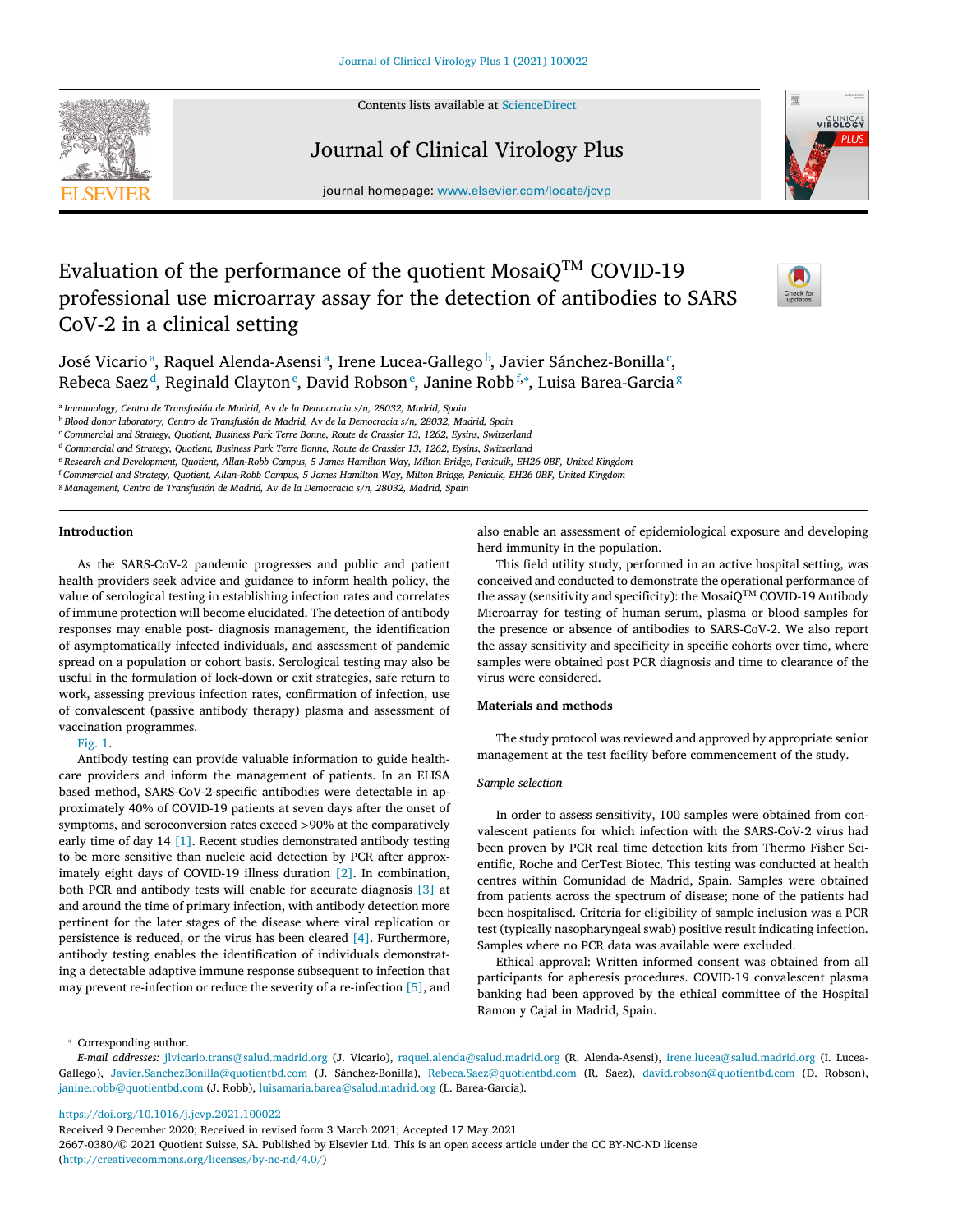# Evaluation of the performance of the quotient MosaiQ™ COVID-19 professional use microarray assay for the detection of antibodies to SARS CoV-2 in a clinical setting

José Vicario [a], Raquel Alenda-Asensi [a], Irene Lucea-Gallego [b], Javier Sánchez-Bonilla [c], Rebeca Saez [d], Reginald Clayton [e], David Robson [e], Janine Robb [f,*], Luisa Barea-Garcia [g]

[a] Immunology, Centro de Transfusión de Madrid, Av de la Democracia s/n, 28032, Madrid, Spain
[b] Blood donor laboratory, Centro de Transfusión de Madrid, Av de la Democracia s/n, 28032, Madrid, Spain
[c] Commercial and Strategy, Quotient, Business Park Terre Bonne, Route de Crassier 13, 1262, Eysins, Switzerland
[d] Commercial and Strategy, Quotient, Business Park Terre Bonne, Route de Crassier 13, 1262, Eysins, Switzerland
[e] Research and Development, Quotient, Allan-Robb Campus, 5 James Hamilton Way, Milton Bridge, Penicuik, EH26 0BF, United Kingdom
[f] Commercial and Strategy, Quotient, Allan-Robb Campus, 5 James Hamilton Way, Milton Bridge, Penicuik, EH26 0BF, United Kingdom
[g] Management, Centro de Transfusión de Madrid, Av de la Democracia s/n, 28032, Madrid, Spain

## Introduction

As the SARS-CoV-2 pandemic progresses and public and patient health providers seek advice and guidance to inform health policy, the value of serological testing in establishing infection rates and correlates of immune protection will become elucidated. The detection of antibody responses may enable post- diagnosis management, the identification of asymptomatically infected individuals, and assessment of pandemic spread on a population or cohort basis. Serological testing may also be useful in the formulation of lock-down or exit strategies, safe return to work, assessing previous infection rates, confirmation of infection, use of convalescent (passive antibody therapy) plasma and assessment of vaccination programmes.

Fig. 1.

Antibody testing can provide valuable information to guide healthcare providers and inform the management of patients. In an ELISA based method, SARS-CoV-2-specific antibodies were detectable in approximately 40% of COVID-19 patients at seven days after the onset of symptoms, and seroconversion rates exceed >90% at the comparatively early time of day 14 [1]. Recent studies demonstrated antibody testing to be more sensitive than nucleic acid detection by PCR after approximately eight days of COVID-19 illness duration [2]. In combination, both PCR and antibody tests will enable for accurate diagnosis [3] at and around the time of primary infection, with antibody detection more pertinent for the later stages of the disease where viral replication or persistence is reduced, or the virus has been cleared [4]. Furthermore, antibody testing enables the identification of individuals demonstrating a detectable adaptive immune response subsequent to infection that may prevent re-infection or reduce the severity of a re-infection [5], and also enable an assessment of epidemiological exposure and developing herd immunity in the population.

This field utility study, performed in an active hospital setting, was conceived and conducted to demonstrate the operational performance of the assay (sensitivity and specificity): the MosaiQ™ COVID-19 Antibody Microarray for testing of human serum, plasma or blood samples for the presence or absence of antibodies to SARS-CoV-2. We also report the assay sensitivity and specificity in specific cohorts over time, where samples were obtained post PCR diagnosis and time to clearance of the virus were considered.

## Materials and methods

The study protocol was reviewed and approved by appropriate senior management at the test facility before commencement of the study.

### *Sample selection*

In order to assess sensitivity, 100 samples were obtained from convalescent patients for which infection with the SARS-CoV-2 virus had been proven by PCR real time detection kits from Thermo Fisher Scientific, Roche and CerTest Biotec. This testing was conducted at health centres within Comunidad de Madrid, Spain. Samples were obtained from patients across the spectrum of disease; none of the patients had been hospitalised. Criteria for eligibility of sample inclusion was a PCR test (typically nasopharyngeal swab) positive result indicating infection. Samples where no PCR data was available were excluded.

Ethical approval: Written informed consent was obtained from all participants for apheresis procedures. COVID-19 convalescent plasma banking had been approved by the ethical committee of the Hospital Ramon y Cajal in Madrid, Spain.

\* Corresponding author.

*E-mail addresses:* jlvicario.trans@salud.madrid.org (J. Vicario), raquel.alenda@salud.madrid.org (R. Alenda-Asensi), irene.lucea@salud.madrid.org (I. Lucea-Gallego), Javier.SanchezBonilla@quotientbd.com (J. Sánchez-Bonilla), Rebeca.Saez@quotientbd.com (R. Saez), david.robson@quotientbd.com (D. Robson), janine.robb@quotientbd.com (J. Robb), luisamaria.barea@salud.madrid.org (L. Barea-Garcia).

https://doi.org/10.1016/j.jcvp.2021.100022

Received 9 December 2020; Received in revised form 3 March 2021; Accepted 17 May 2021

2667-0380/© 2021 Quotient Suisse, SA. Published by Elsevier Ltd. This is an open access article under the CC BY-NC-ND license (http://creativecommons.org/licenses/by-nc-nd/4.0/)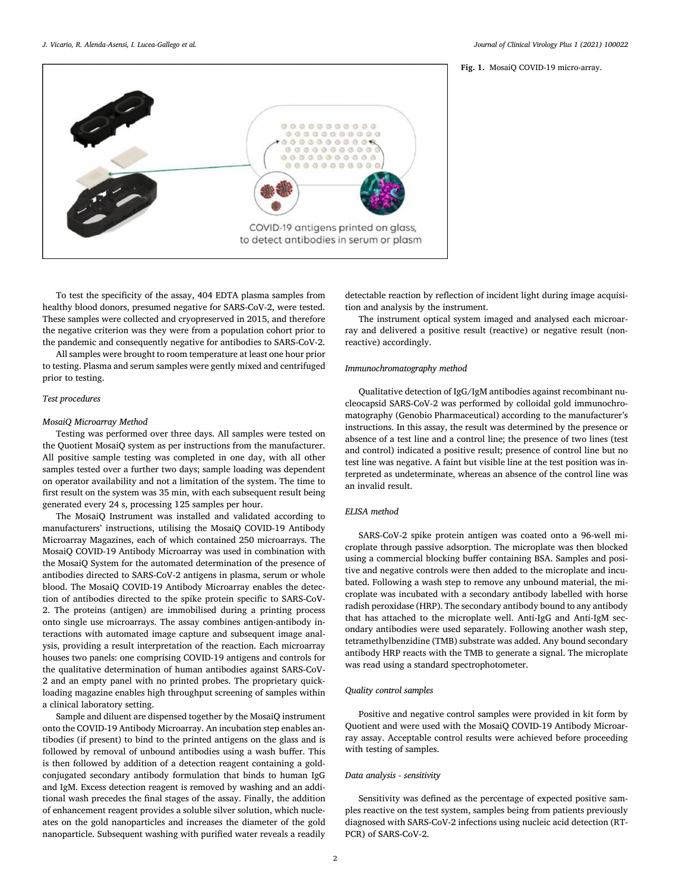Fig. 1. MosaiQ COVID-19 micro-array.

To test the specificity of the assay, 404 EDTA plasma samples from healthy blood donors, presumed negative for SARS-CoV-2, were tested. These samples were collected and cryopreserved in 2015, and therefore the negative criterion was they were from a population cohort prior to the pandemic and consequently negative for antibodies to SARS-CoV-2.

All samples were brought to room temperature at least one hour prior to testing. Plasma and serum samples were gently mixed and centrifuged prior to testing.

### Test procedures

#### MosaiQ Microarray Method

Testing was performed over three days. All samples were tested on the Quotient MosaiQ system as per instructions from the manufacturer. All positive sample testing was completed in one day, with all other samples tested over a further two days; sample loading was dependent on operator availability and not a limitation of the system. The time to first result on the system was 35 min, with each subsequent result being generated every 24 s, processing 125 samples per hour.

The MosaiQ Instrument was installed and validated according to manufacturers' instructions, utilising the MosaiQ COVID-19 Antibody Microarray Magazines, each of which contained 250 microarrays. The MosaiQ COVID-19 Antibody Microarray was used in combination with the MosaiQ System for the automated determination of the presence of antibodies directed to SARS-CoV-2 antigens in plasma, serum or whole blood. The MosaiQ COVID-19 Antibody Microarray enables the detection of antibodies directed to the spike protein specific to SARS-CoV-2. The proteins (antigen) are immobilised during a printing process onto single use microarrays. The assay combines antigen-antibody interactions with automated image capture and subsequent image analysis, providing a result interpretation of the reaction. Each microarray houses two panels: one comprising COVID-19 antigens and controls for the qualitative determination of human antibodies against SARS-CoV-2 and an empty panel with no printed probes. The proprietary quick-loading magazine enables high throughput screening of samples within a clinical laboratory setting.

Sample and diluent are dispensed together by the MosaiQ instrument onto the COVID-19 Antibody Microarray. An incubation step enables antibodies (if present) to bind to the printed antigens on the glass and is followed by removal of unbound antibodies using a wash buffer. This is then followed by addition of a detection reagent containing a gold-conjugated secondary antibody formulation that binds to human IgG and IgM. Excess detection reagent is removed by washing and an additional wash precedes the final stages of the assay. Finally, the addition of enhancement reagent provides a soluble silver solution, which nucleates on the gold nanoparticles and increases the diameter of the gold nanoparticle. Subsequent washing with purified water reveals a readily detectable reaction by reflection of incident light during image acquisition and analysis by the instrument.

The instrument optical system imaged and analysed each microarray and delivered a positive result (reactive) or negative result (non-reactive) accordingly.

#### Immunochromatography method

Qualitative detection of IgG/IgM antibodies against recombinant nucleocapsid SARS-CoV-2 was performed by colloidal gold immunochromatography (Genobio Pharmaceutical) according to the manufacturer's instructions. In this assay, the result was determined by the presence or absence of a test line and a control line; the presence of two lines (test and control) indicated a positive result; presence of control line but no test line was negative. A faint but visible line at the test position was interpreted as undeterminate, whereas an absence of the control line was an invalid result.

#### ELISA method

SARS-CoV-2 spike protein antigen was coated onto a 96-well microplate through passive adsorption. The microplate was then blocked using a commercial blocking buffer containing BSA. Samples and positive and negative controls were then added to the microplate and incubated. Following a wash step to remove any unbound material, the microplate was incubated with a secondary antibody labelled with horse radish peroxidase (HRP). The secondary antibody bound to any antibody that has attached to the microplate well. Anti-IgG and Anti-IgM secondary antibodies were used separately. Following another wash step, tetramethylbenzidine (TMB) substrate was added. Any bound secondary antibody HRP reacts with the TMB to generate a signal. The microplate was read using a standard spectrophotometer.

#### Quality control samples

Positive and negative control samples were provided in kit form by Quotient and were used with the MosaiQ COVID-19 Antibody Microarray assay. Acceptable control results were achieved before proceeding with testing of samples.

#### Data analysis - sensitivity

Sensitivity was defined as the percentage of expected positive samples reactive on the test system, samples being from patients previously diagnosed with SARS-CoV-2 infections using nucleic acid detection (RT-PCR) of SARS-CoV-2.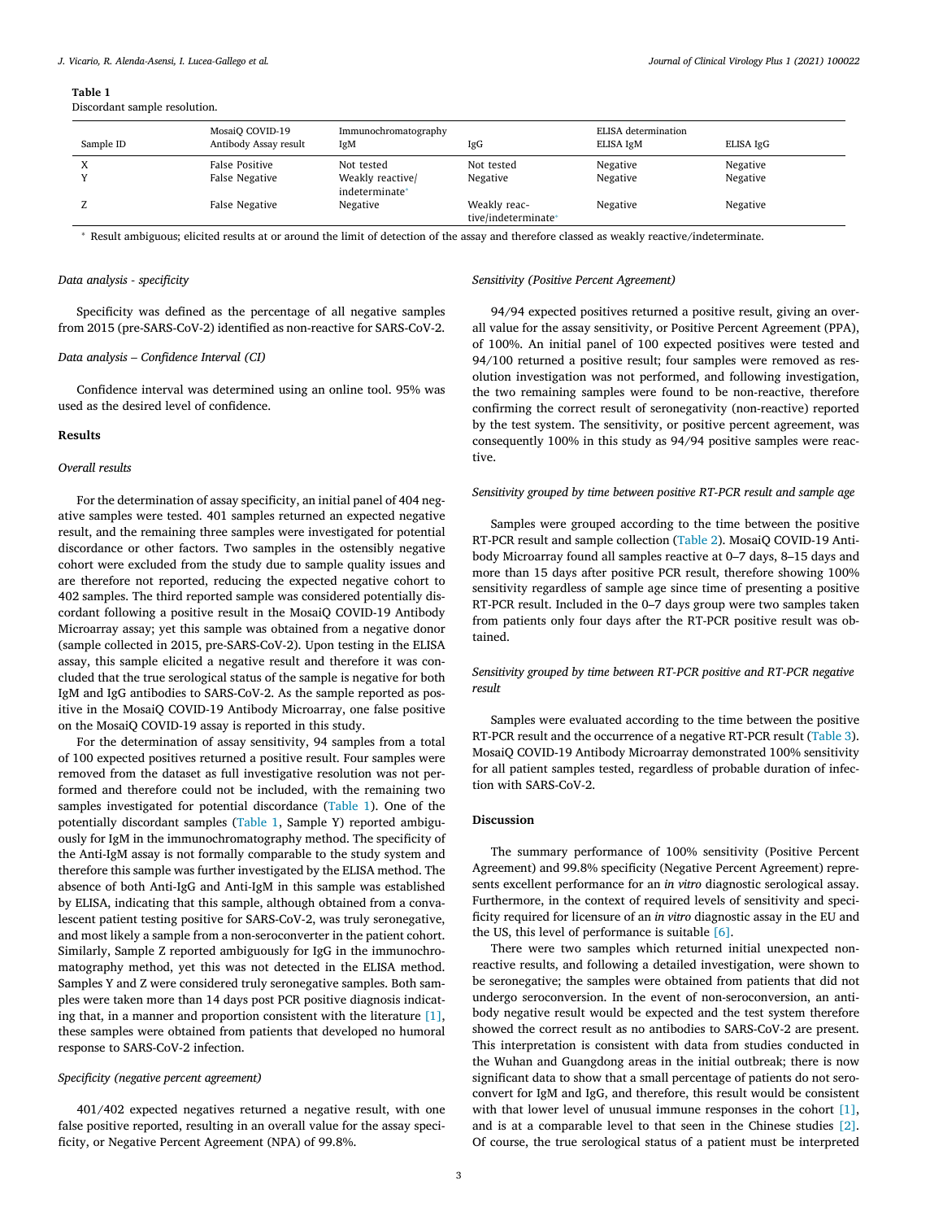**Table 1**
Discordant sample resolution.

| Sample ID | MosaiQ COVID-19 Antibody Assay result | Immunochromatography IgM | IgG | ELISA determination ELISA IgM | ELISA IgG |
|---|---|---|---|---|---|
| X | False Positive | Not tested | Not tested | Negative | Negative |
| Y | False Negative | Weakly reactive/ indeterminate* | Negative | Negative | Negative |
| Z | False Negative | Negative | Weakly reactive/indeterminate* | Negative | Negative |

* Result ambiguous; elicited results at or around the limit of detection of the assay and therefore classed as weakly reactive/indeterminate.

*Data analysis - specificity*

Specificity was defined as the percentage of all negative samples from 2015 (pre-SARS-CoV-2) identified as non-reactive for SARS-CoV-2.

*Data analysis – Confidence Interval (CI)*

Confidence interval was determined using an online tool. 95% was used as the desired level of confidence.

## Results

*Overall results*

For the determination of assay specificity, an initial panel of 404 negative samples were tested. 401 samples returned an expected negative result, and the remaining three samples were investigated for potential discordance or other factors. Two samples in the ostensibly negative cohort were excluded from the study due to sample quality issues and are therefore not reported, reducing the expected negative cohort to 402 samples. The third reported sample was considered potentially discordant following a positive result in the MosaiQ COVID-19 Antibody Microarray assay; yet this sample was obtained from a negative donor (sample collected in 2015, pre-SARS-CoV-2). Upon testing in the ELISA assay, this sample elicited a negative result and therefore it was concluded that the true serological status of the sample is negative for both IgM and IgG antibodies to SARS-CoV-2. As the sample reported as positive in the MosaiQ COVID-19 Antibody Microarray, one false positive on the MosaiQ COVID-19 assay is reported in this study.

For the determination of assay sensitivity, 94 samples from a total of 100 expected positives returned a positive result. Four samples were removed from the dataset as full investigative resolution was not performed and therefore could not be included, with the remaining two samples investigated for potential discordance (Table 1). One of the potentially discordant samples (Table 1, Sample Y) reported ambiguously for IgM in the immunochromatography method. The specificity of the Anti-IgM assay is not formally comparable to the study system and therefore this sample was further investigated by the ELISA method. The absence of both Anti-IgG and Anti-IgM in this sample was established by ELISA, indicating that this sample, although obtained from a convalescent patient testing positive for SARS-CoV-2, was truly seronegative, and most likely a sample from a non-seroconverter in the patient cohort. Similarly, Sample Z reported ambiguously for IgG in the immunochromatography method, yet this was not detected in the ELISA method. Samples Y and Z were considered truly seronegative samples. Both samples were taken more than 14 days post PCR positive diagnosis indicating that, in a manner and proportion consistent with the literature [1], these samples were obtained from patients that developed no humoral response to SARS-CoV-2 infection.

*Specificity (negative percent agreement)*

401/402 expected negatives returned a negative result, with one false positive reported, resulting in an overall value for the assay specificity, or Negative Percent Agreement (NPA) of 99.8%.

*Sensitivity (Positive Percent Agreement)*

94/94 expected positives returned a positive result, giving an overall value for the assay sensitivity, or Positive Percent Agreement (PPA), of 100%. An initial panel of 100 expected positives were tested and 94/100 returned a positive result; four samples were removed as resolution investigation was not performed, and following investigation, the two remaining samples were found to be non-reactive, therefore confirming the correct result of seronegativity (non-reactive) reported by the test system. The sensitivity, or positive percent agreement, was consequently 100% in this study as 94/94 positive samples were reactive.

*Sensitivity grouped by time between positive RT-PCR result and sample age*

Samples were grouped according to the time between the positive RT-PCR result and sample collection (Table 2). MosaiQ COVID-19 Antibody Microarray found all samples reactive at 0–7 days, 8–15 days and more than 15 days after positive PCR result, therefore showing 100% sensitivity regardless of sample age since time of presenting a positive RT-PCR result. Included in the 0–7 days group were two samples taken from patients only four days after the RT-PCR positive result was obtained.

*Sensitivity grouped by time between RT-PCR positive and RT-PCR negative result*

Samples were evaluated according to the time between the positive RT-PCR result and the occurrence of a negative RT-PCR result (Table 3). MosaiQ COVID-19 Antibody Microarray demonstrated 100% sensitivity for all patient samples tested, regardless of probable duration of infection with SARS-CoV-2.

## Discussion

The summary performance of 100% sensitivity (Positive Percent Agreement) and 99.8% specificity (Negative Percent Agreement) represents excellent performance for an *in vitro* diagnostic serological assay. Furthermore, in the context of required levels of sensitivity and specificity required for licensure of an *in vitro* diagnostic assay in the EU and the US, this level of performance is suitable [6].

There were two samples which returned initial unexpected non-reactive results, and following a detailed investigation, were shown to be seronegative; the samples were obtained from patients that did not undergo seroconversion. In the event of non-seroconversion, an antibody negative result would be expected and the test system therefore showed the correct result as no antibodies to SARS-CoV-2 are present. This interpretation is consistent with data from studies conducted in the Wuhan and Guangdong areas in the initial outbreak; there is now significant data to show that a small percentage of patients do not seroconvert for IgM and IgG, and therefore, this result would be consistent with that lower level of unusual immune responses in the cohort [1], and is at a comparable level to that seen in the Chinese studies [2]. Of course, the true serological status of a patient must be interpreted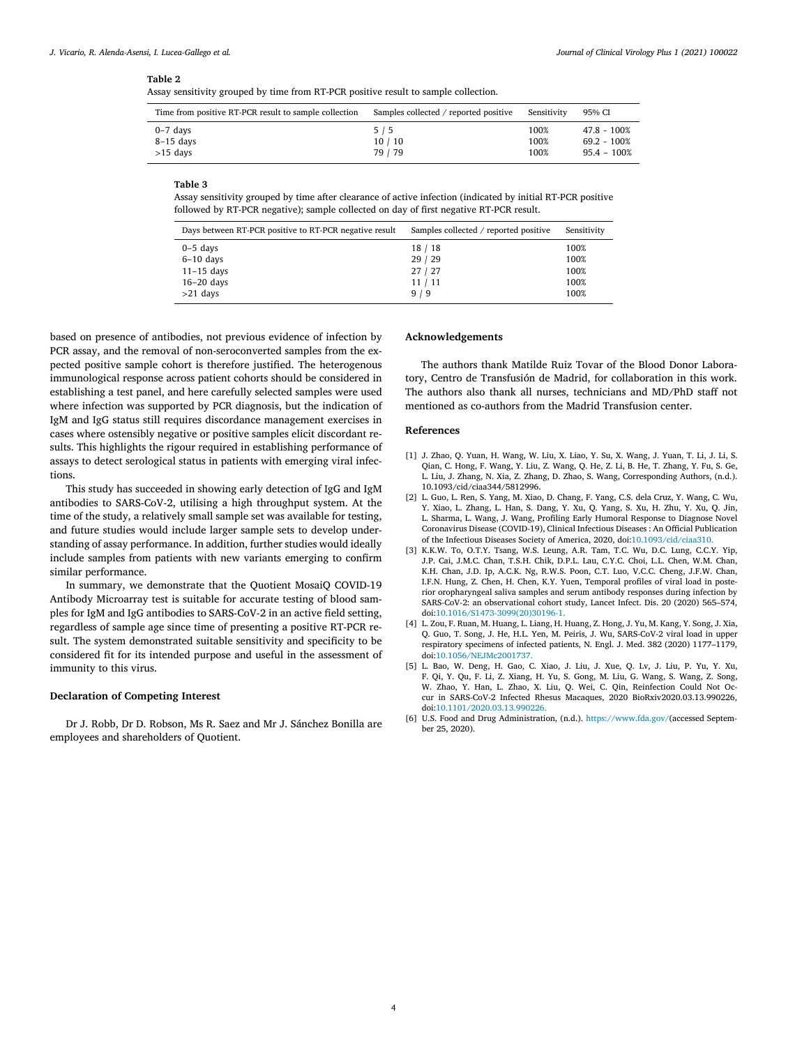**Table 2**
Assay sensitivity grouped by time from RT-PCR positive result to sample collection.

| Time from positive RT-PCR result to sample collection | Samples collected / reported positive | Sensitivity | 95% CI |
|---|---|---|---|
| 0–7 days | 5 / 5 | 100% | 47.8 - 100% |
| 8–15 days | 10 / 10 | 100% | 69.2 - 100% |
| >15 days | 79 / 79 | 100% | 95.4 – 100% |

**Table 3**
Assay sensitivity grouped by time after clearance of active infection (indicated by initial RT-PCR positive followed by RT-PCR negative); sample collected on day of first negative RT-PCR result.

| Days between RT-PCR positive to RT-PCR negative result | Samples collected / reported positive | Sensitivity |
|---|---|---|
| 0–5 days | 18 / 18 | 100% |
| 6–10 days | 29 / 29 | 100% |
| 11–15 days | 27 / 27 | 100% |
| 16–20 days | 11 / 11 | 100% |
| >21 days | 9 / 9 | 100% |

based on presence of antibodies, not previous evidence of infection by PCR assay, and the removal of non-seroconverted samples from the expected positive sample cohort is therefore justified. The heterogenous immunological response across patient cohorts should be considered in establishing a test panel, and here carefully selected samples were used where infection was supported by PCR diagnosis, but the indication of IgM and IgG status still requires discordance management exercises in cases where ostensibly negative or positive samples elicit discordant results. This highlights the rigour required in establishing performance of assays to detect serological status in patients with emerging viral infections.

This study has succeeded in showing early detection of IgG and IgM antibodies to SARS-CoV-2, utilising a high throughput system. At the time of the study, a relatively small sample set was available for testing, and future studies would include larger sample sets to develop understanding of assay performance. In addition, further studies would ideally include samples from patients with new variants emerging to confirm similar performance.

In summary, we demonstrate that the Quotient MosaiQ COVID-19 Antibody Microarray test is suitable for accurate testing of blood samples for IgM and IgG antibodies to SARS-CoV-2 in an active field setting, regardless of sample age since time of presenting a positive RT-PCR result. The system demonstrated suitable sensitivity and specificity to be considered fit for its intended purpose and useful in the assessment of immunity to this virus.

## Declaration of Competing Interest

Dr J. Robb, Dr D. Robson, Ms R. Saez and Mr J. Sánchez Bonilla are employees and shareholders of Quotient.

## Acknowledgements

The authors thank Matilde Ruiz Tovar of the Blood Donor Laboratory, Centro de Transfusión de Madrid, for collaboration in this work. The authors also thank all nurses, technicians and MD/PhD staff not mentioned as co-authors from the Madrid Transfusion center.

## References

[1] J. Zhao, Q. Yuan, H. Wang, W. Liu, X. Liao, Y. Su, X. Wang, J. Yuan, T. Li, J. Li, S. Qian, C. Hong, F. Wang, Y. Liu, Z. Wang, Q. He, Z. Li, B. He, T. Zhang, Y. Fu, S. Ge, L. Liu, J. Zhang, N. Xia, Z. Zhang, D. Zhao, S. Wang, Corresponding Authors, (n.d.). 10.1093/cid/ciaa344/5812996.

[2] L. Guo, L. Ren, S. Yang, M. Xiao, D. Chang, F. Yang, C.S. dela Cruz, Y. Wang, C. Wu, Y. Xiao, L. Zhang, L. Han, S. Dang, Y. Xu, Q. Yang, S. Xu, H. Zhu, Y. Xu, Q. Jin, L. Sharma, L. Wang, J. Wang, Profiling Early Humoral Response to Diagnose Novel Coronavirus Disease (COVID-19), Clinical Infectious Diseases : An Official Publication of the Infectious Diseases Society of America, 2020, doi:10.1093/cid/ciaa310.

[3] K.K.W. To, O.T.Y. Tsang, W.S. Leung, A.R. Tam, T.C. Wu, D.C. Lung, C.C.Y. Yip, J.P. Cai, J.M.C. Chan, T.S.H. Chik, D.P.L. Lau, C.Y.C. Choi, L.L. Chen, W.M. Chan, K.H. Chan, J.D. Ip, A.C.K. Ng, R.W.S. Poon, C.T. Luo, V.C.C. Cheng, J.F.W. Chan, I.F.N. Hung, Z. Chen, H. Chen, K.Y. Yuen, Temporal profiles of viral load in posterior oropharyngeal saliva samples and serum antibody responses during infection by SARS-CoV-2: an observational cohort study, Lancet Infect. Dis. 20 (2020) 565–574, doi:10.1016/S1473-3099(20)30196-1.

[4] L. Zou, F. Ruan, M. Huang, L. Liang, H. Huang, Z. Hong, J. Yu, M. Kang, Y. Song, J. Xia, Q. Guo, T. Song, J. He, H.L. Yen, M. Peiris, J. Wu, SARS-CoV-2 viral load in upper respiratory specimens of infected patients, N. Engl. J. Med. 382 (2020) 1177–1179, doi:10.1056/NEJMc2001737.

[5] L. Bao, W. Deng, H. Gao, C. Xiao, J. Liu, J. Xue, Q. Lv, J. Liu, P. Yu, Y. Xu, F. Qi, Y. Qu, F. Li, Z. Xiang, H. Yu, S. Gong, M. Liu, G. Wang, S. Wang, Z. Song, W. Zhao, Y. Han, L. Zhao, X. Liu, Q. Wei, C. Qin, Reinfection Could Not Occur in SARS-CoV-2 Infected Rhesus Macaques, 2020 BioRxiv2020.03.13.990226, doi:10.1101/2020.03.13.990226.

[6] U.S. Food and Drug Administration, (n.d.). https://www.fda.gov/(accessed September 25, 2020).